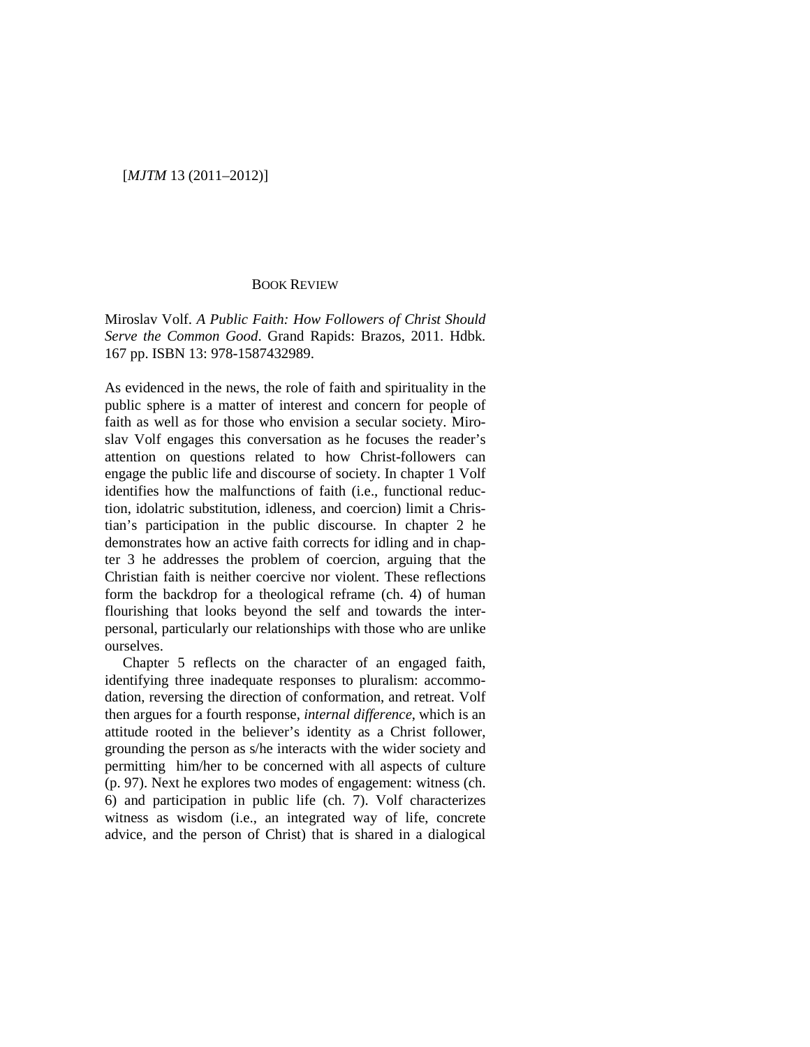## BOOK REVIEW

Miroslav Volf. *A Public Faith: How Followers of Christ Should Serve the Common Good*. Grand Rapids: Brazos, 2011. Hdbk. 167 pp. ISBN 13: 978-1587432989.

As evidenced in the news, the role of faith and spirituality in the public sphere is a matter of interest and concern for people of faith as well as for those who envision a secular society. Miroslav Volf engages this conversation as he focuses the reader's attention on questions related to how Christ-followers can engage the public life and discourse of society. In chapter 1 Volf identifies how the malfunctions of faith (i.e., functional reduction, idolatric substitution, idleness, and coercion) limit a Christian's participation in the public discourse. In chapter 2 he demonstrates how an active faith corrects for idling and in chapter 3 he addresses the problem of coercion, arguing that the Christian faith is neither coercive nor violent. These reflections form the backdrop for a theological reframe (ch. 4) of human flourishing that looks beyond the self and towards the interpersonal, particularly our relationships with those who are unlike ourselves.

Chapter 5 reflects on the character of an engaged faith, identifying three inadequate responses to pluralism: accommodation, reversing the direction of conformation, and retreat. Volf then argues for a fourth response, *internal difference*, which is an attitude rooted in the believer's identity as a Christ follower, grounding the person as s/he interacts with the wider society and permitting him/her to be concerned with all aspects of culture (p. 97). Next he explores two modes of engagement: witness (ch. 6) and participation in public life (ch. 7). Volf characterizes witness as wisdom (i.e., an integrated way of life, concrete advice, and the person of Christ) that is shared in a dialogical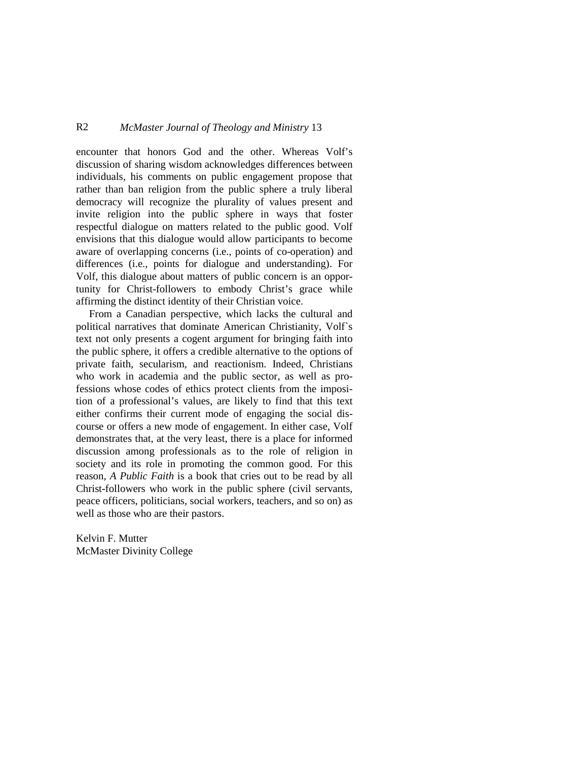encounter that honors God and the other. Whereas Volf's discussion of sharing wisdom acknowledges differences between individuals, his comments on public engagement propose that rather than ban religion from the public sphere a truly liberal democracy will recognize the plurality of values present and invite religion into the public sphere in ways that foster respectful dialogue on matters related to the public good. Volf envisions that this dialogue would allow participants to become aware of overlapping concerns (i.e., points of co-operation) and differences (i.e., points for dialogue and understanding). For Volf, this dialogue about matters of public concern is an opportunity for Christ-followers to embody Christ's grace while affirming the distinct identity of their Christian voice.

From a Canadian perspective, which lacks the cultural and political narratives that dominate American Christianity, Volf`s text not only presents a cogent argument for bringing faith into the public sphere, it offers a credible alternative to the options of private faith, secularism, and reactionism. Indeed, Christians who work in academia and the public sector, as well as professions whose codes of ethics protect clients from the imposition of a professional's values, are likely to find that this text either confirms their current mode of engaging the social discourse or offers a new mode of engagement. In either case, Volf demonstrates that, at the very least, there is a place for informed discussion among professionals as to the role of religion in society and its role in promoting the common good. For this reason, *A Public Faith* is a book that cries out to be read by all Christ-followers who work in the public sphere (civil servants, peace officers, politicians, social workers, teachers, and so on) as well as those who are their pastors.

Kelvin F. Mutter
McMaster Divinity College